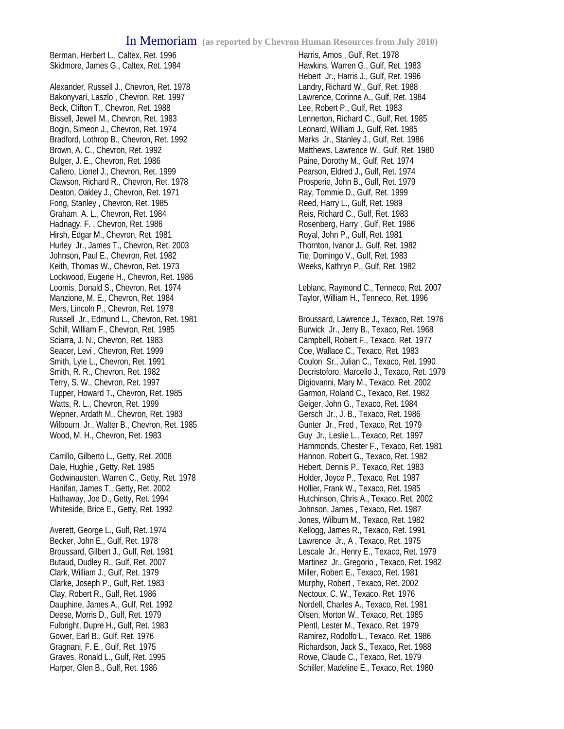# In Memoriam (as reported by Chevron Human Resources from July 2010)

Berman, Herbert L., Caltex, Ret. 1996
Skidmore, James G., Caltex, Ret. 1984

Alexander, Russell J., Chevron, Ret. 1978
Bakonyvari, Laszlo , Chevron, Ret. 1997
Beck, Clifton T., Chevron, Ret. 1988
Bissell, Jewell M., Chevron, Ret. 1983
Bogin, Simeon J., Chevron, Ret. 1974
Bradford, Lothrop B., Chevron, Ret. 1992
Brown, A. C., Chevron, Ret. 1992
Bulger, J. E., Chevron, Ret. 1986
Cafiero, Lionel J., Chevron, Ret. 1999
Clawson, Richard R., Chevron, Ret. 1978
Deaton, Oakley J., Chevron, Ret. 1971
Fong, Stanley , Chevron, Ret. 1985
Graham, A. L., Chevron, Ret. 1984
Hadnagy, F. , Chevron, Ret. 1986
Hirsh, Edgar M., Chevron, Ret. 1981
Hurley Jr., James T., Chevron, Ret. 2003
Johnson, Paul E., Chevron, Ret. 1982
Keith, Thomas W., Chevron, Ret. 1973
Lockwood, Eugene H., Chevron, Ret. 1986
Loomis, Donald S., Chevron, Ret. 1974
Manzione, M. E., Chevron, Ret. 1984
Mers, Lincoln P., Chevron, Ret. 1978
Russell Jr., Edmund L., Chevron, Ret. 1981
Schill, William F., Chevron, Ret. 1985
Sciarra, J. N., Chevron, Ret. 1983
Seacer, Levi , Chevron, Ret. 1999
Smith, Lyle L., Chevron, Ret. 1991
Smith, R. R., Chevron, Ret. 1982
Terry, S. W., Chevron, Ret. 1997
Tupper, Howard T., Chevron, Ret. 1985
Watts, R. L., Chevron, Ret. 1999
Wepner, Ardath M., Chevron, Ret. 1983
Wilbourn Jr., Walter B., Chevron, Ret. 1985
Wood, M. H., Chevron, Ret. 1983

Carrillo, Gilberto L., Getty, Ret. 2008
Dale, Hughie , Getty, Ret. 1985
Godwinausten, Warren C., Getty, Ret. 1978
Hanifan, James T., Getty, Ret. 2002
Hathaway, Joe D., Getty, Ret. 1994
Whiteside, Brice E., Getty, Ret. 1992

Averett, George L., Gulf, Ret. 1974
Becker, John E., Gulf, Ret. 1978
Broussard, Gilbert J., Gulf, Ret. 1981
Butaud, Dudley R., Gulf, Ret. 2007
Clark, William J., Gulf, Ret. 1979
Clarke, Joseph P., Gulf, Ret. 1983
Clay, Robert R., Gulf, Ret. 1986
Dauphine, James A., Gulf, Ret. 1992
Deese, Morris D., Gulf, Ret. 1979
Fulbright, Dupre H., Gulf, Ret. 1983
Gower, Earl B., Gulf, Ret. 1976
Gragnani, F. E., Gulf, Ret. 1975
Graves, Ronald L., Gulf, Ret. 1995
Harper, Glen B., Gulf, Ret. 1986
Harris, Amos , Gulf, Ret. 1978
Hawkins, Warren G., Gulf, Ret. 1983
Hebert Jr., Harris J., Gulf, Ret. 1996
Landry, Richard W., Gulf, Ret. 1988
Lawrence, Corinne A., Gulf, Ret. 1984
Lee, Robert P., Gulf, Ret. 1983
Lennerton, Richard C., Gulf, Ret. 1985
Leonard, William J., Gulf, Ret. 1985
Marks Jr., Stanley J., Gulf, Ret. 1986
Matthews, Lawrence W., Gulf, Ret. 1980
Paine, Dorothy M., Gulf, Ret. 1974
Pearson, Eldred J., Gulf, Ret. 1974
Prosperie, John B., Gulf, Ret. 1979
Ray, Tommie D., Gulf, Ret. 1999
Reed, Harry L., Gulf, Ret. 1989
Reis, Richard C., Gulf, Ret. 1983
Rosenberg, Harry , Gulf, Ret. 1986
Royal, John P., Gulf, Ret. 1981
Thornton, Ivanor J., Gulf, Ret. 1982
Tie, Domingo V., Gulf, Ret. 1983
Weeks, Kathryn P., Gulf, Ret. 1982

Leblanc, Raymond C., Tenneco, Ret. 2007
Taylor, William H., Tenneco, Ret. 1996

Broussard, Lawrence J., Texaco, Ret. 1976
Burwick Jr., Jerry B., Texaco, Ret. 1968
Campbell, Robert F., Texaco, Ret. 1977
Coe, Wallace C., Texaco, Ret. 1983
Coulon Sr., Julian C., Texaco, Ret. 1990
Decristoforo, Marcello J., Texaco, Ret. 1979
Digiovanni, Mary M., Texaco, Ret. 2002
Garmon, Roland C., Texaco, Ret. 1982
Geiger, John G., Texaco, Ret. 1984
Gersch Jr., J. B., Texaco, Ret. 1986
Gunter Jr., Fred , Texaco, Ret. 1979
Guy Jr., Leslie L., Texaco, Ret. 1997
Hammonds, Chester F., Texaco, Ret. 1981
Hannon, Robert G., Texaco, Ret. 1982
Hebert, Dennis P., Texaco, Ret. 1983
Holder, Joyce P., Texaco, Ret. 1987
Hollier, Frank W., Texaco, Ret. 1985
Hutchinson, Chris A., Texaco, Ret. 2002
Johnson, James , Texaco, Ret. 1987
Jones, Wilburn M., Texaco, Ret. 1982
Kellogg, James R., Texaco, Ret. 1991
Lawrence Jr., A , Texaco, Ret. 1975
Lescale Jr., Henry E., Texaco, Ret. 1979
Martinez Jr., Gregorio , Texaco, Ret. 1982
Miller, Robert E., Texaco, Ret. 1981
Murphy, Robert , Texaco, Ret. 2002
Nectoux, C. W., Texaco, Ret. 1976
Nordell, Charles A., Texaco, Ret. 1981
Olsen, Morton W., Texaco, Ret. 1985
Plentl, Lester M., Texaco, Ret. 1979
Ramirez, Rodolfo L., Texaco, Ret. 1986
Richardson, Jack S., Texaco, Ret. 1988
Rowe, Claude C., Texaco, Ret. 1979
Schiller, Madeline E., Texaco, Ret. 1980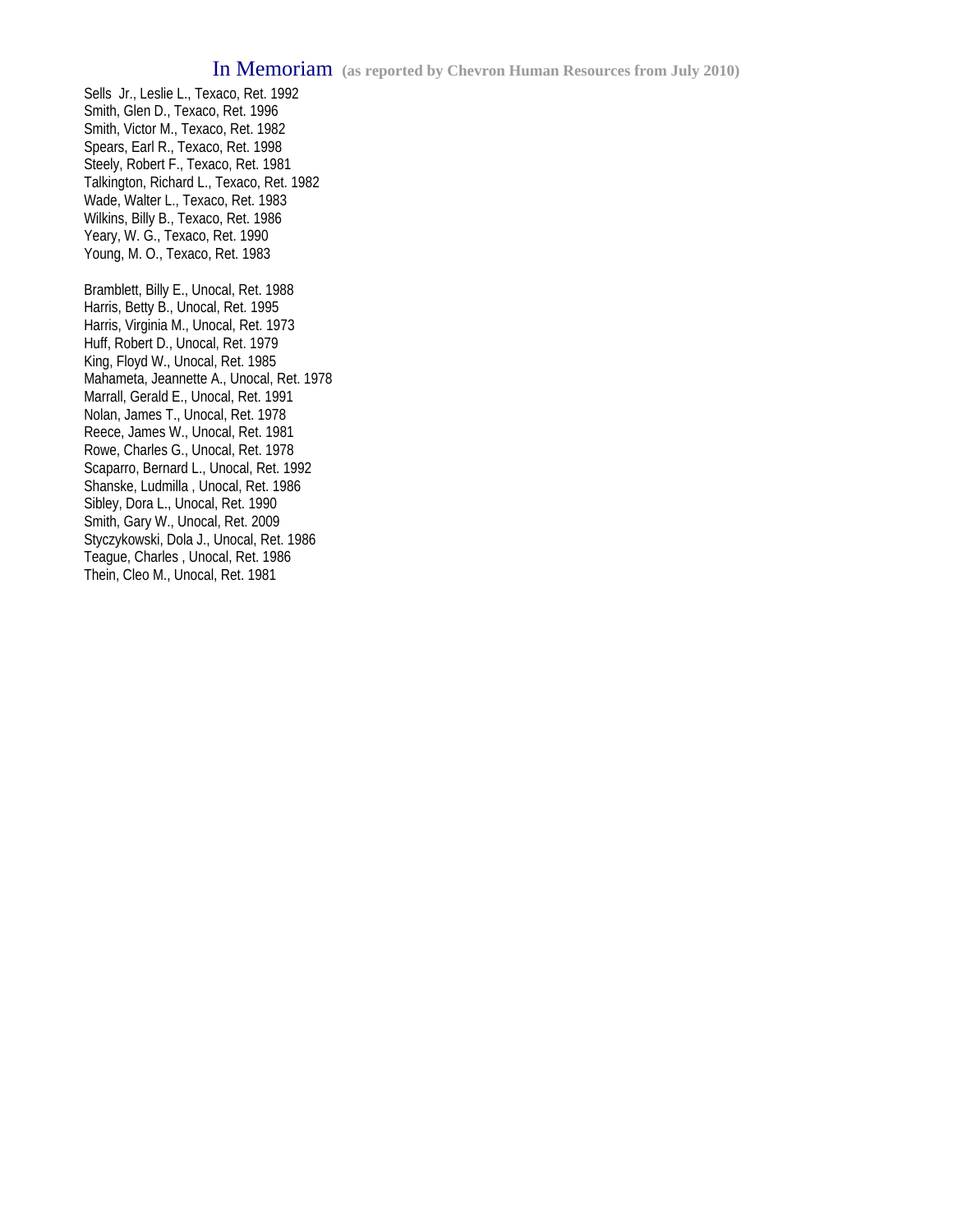# In Memoriam (as reported by Chevron Human Resources from July 2010)

Sells  Jr., Leslie L., Texaco, Ret. 1992
Smith, Glen D., Texaco, Ret. 1996
Smith, Victor M., Texaco, Ret. 1982
Spears, Earl R., Texaco, Ret. 1998
Steely, Robert F., Texaco, Ret. 1981
Talkington, Richard L., Texaco, Ret. 1982
Wade, Walter L., Texaco, Ret. 1983
Wilkins, Billy B., Texaco, Ret. 1986
Yeary, W. G., Texaco, Ret. 1990
Young, M. O., Texaco, Ret. 1983

Bramblett, Billy E., Unocal, Ret. 1988
Harris, Betty B., Unocal, Ret. 1995
Harris, Virginia M., Unocal, Ret. 1973
Huff, Robert D., Unocal, Ret. 1979
King, Floyd W., Unocal, Ret. 1985
Mahameta, Jeannette A., Unocal, Ret. 1978
Marrall, Gerald E., Unocal, Ret. 1991
Nolan, James T., Unocal, Ret. 1978
Reece, James W., Unocal, Ret. 1981
Rowe, Charles G., Unocal, Ret. 1978
Scaparro, Bernard L., Unocal, Ret. 1992
Shanske, Ludmilla , Unocal, Ret. 1986
Sibley, Dora L., Unocal, Ret. 1990
Smith, Gary W., Unocal, Ret. 2009
Styczykowski, Dola J., Unocal, Ret. 1986
Teague, Charles , Unocal, Ret. 1986
Thein, Cleo M., Unocal, Ret. 1981